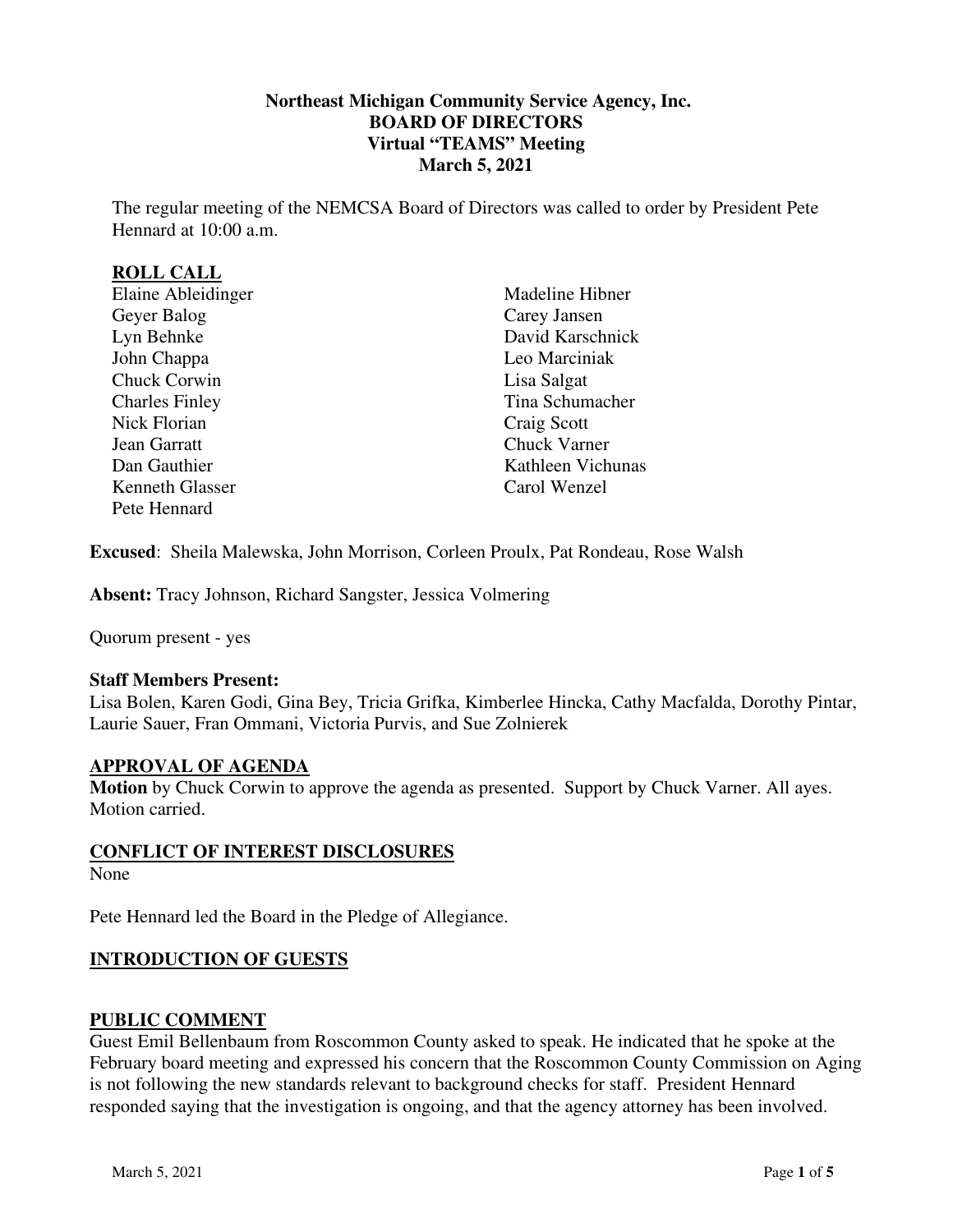# Northeast Michigan Community Service Agency, Inc.
## BOARD OF DIRECTORS
## Virtual "TEAMS" Meeting
## March 5, 2021

The regular meeting of the NEMCSA Board of Directors was called to order by President Pete Hennard at 10:00 a.m.

**ROLL CALL**

Elaine Ableidinger
Geyer Balog
Lyn Behnke
John Chappa
Chuck Corwin
Charles Finley
Nick Florian
Jean Garratt
Dan Gauthier
Kenneth Glasser
Pete Hennard
Madeline Hibner
Carey Jansen
David Karschnick
Leo Marciniak
Lisa Salgat
Tina Schumacher
Craig Scott
Chuck Varner
Kathleen Vichunas
Carol Wenzel

**Excused**: Sheila Malewska, John Morrison, Corleen Proulx, Pat Rondeau, Rose Walsh

**Absent:** Tracy Johnson, Richard Sangster, Jessica Volmering

Quorum present - yes

**Staff Members Present:**
Lisa Bolen, Karen Godi, Gina Bey, Tricia Grifka, Kimberlee Hincka, Cathy Macfalda, Dorothy Pintar, Laurie Sauer, Fran Ommani, Victoria Purvis, and Sue Zolnierek

**APPROVAL OF AGENDA**

**Motion** by Chuck Corwin to approve the agenda as presented. Support by Chuck Varner. All ayes. Motion carried.

**CONFLICT OF INTEREST DISCLOSURES**

None

Pete Hennard led the Board in the Pledge of Allegiance.

**INTRODUCTION OF GUESTS**

**PUBLIC COMMENT**

Guest Emil Bellenbaum from Roscommon County asked to speak. He indicated that he spoke at the February board meeting and expressed his concern that the Roscommon County Commission on Aging is not following the new standards relevant to background checks for staff. President Hennard responded saying that the investigation is ongoing, and that the agency attorney has been involved.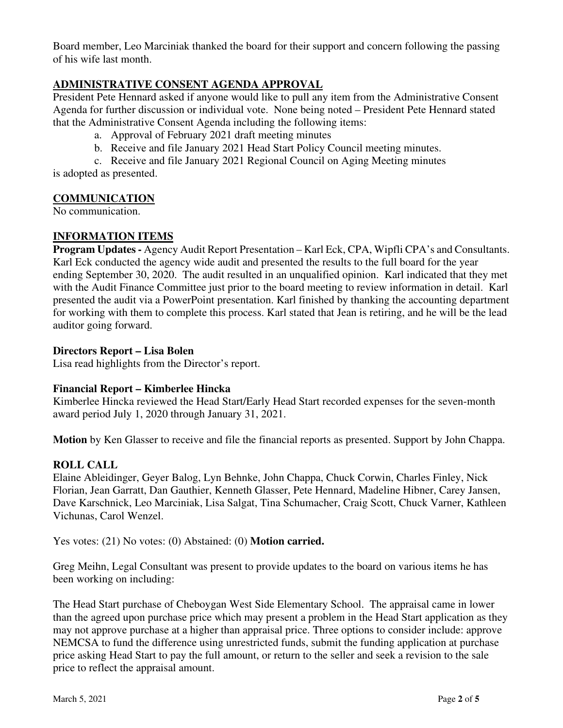Board member, Leo Marciniak thanked the board for their support and concern following the passing of his wife last month.

## ADMINISTRATIVE CONSENT AGENDA APPROVAL

President Pete Hennard asked if anyone would like to pull any item from the Administrative Consent Agenda for further discussion or individual vote. None being noted – President Pete Hennard stated that the Administrative Consent Agenda including the following items:

a. Approval of February 2021 draft meeting minutes
b. Receive and file January 2021 Head Start Policy Council meeting minutes.
c. Receive and file January 2021 Regional Council on Aging Meeting minutes

is adopted as presented.

## COMMUNICATION

No communication.

## INFORMATION ITEMS

**Program Updates -** Agency Audit Report Presentation – Karl Eck, CPA, Wipfli CPA's and Consultants. Karl Eck conducted the agency wide audit and presented the results to the full board for the year ending September 30, 2020. The audit resulted in an unqualified opinion. Karl indicated that they met with the Audit Finance Committee just prior to the board meeting to review information in detail. Karl presented the audit via a PowerPoint presentation. Karl finished by thanking the accounting department for working with them to complete this process. Karl stated that Jean is retiring, and he will be the lead auditor going forward.

**Directors Report – Lisa Bolen**

Lisa read highlights from the Director's report.

**Financial Report – Kimberlee Hincka**

Kimberlee Hincka reviewed the Head Start/Early Head Start recorded expenses for the seven-month award period July 1, 2020 through January 31, 2021.

**Motion** by Ken Glasser to receive and file the financial reports as presented. Support by John Chappa.

**ROLL CALL**

Elaine Ableidinger, Geyer Balog, Lyn Behnke, John Chappa, Chuck Corwin, Charles Finley, Nick Florian, Jean Garratt, Dan Gauthier, Kenneth Glasser, Pete Hennard, Madeline Hibner, Carey Jansen, Dave Karschnick, Leo Marciniak, Lisa Salgat, Tina Schumacher, Craig Scott, Chuck Varner, Kathleen Vichunas, Carol Wenzel.

Yes votes: (21) No votes: (0) Abstained: (0) **Motion carried.**

Greg Meihn, Legal Consultant was present to provide updates to the board on various items he has been working on including:

The Head Start purchase of Cheboygan West Side Elementary School. The appraisal came in lower than the agreed upon purchase price which may present a problem in the Head Start application as they may not approve purchase at a higher than appraisal price. Three options to consider include: approve NEMCSA to fund the difference using unrestricted funds, submit the funding application at purchase price asking Head Start to pay the full amount, or return to the seller and seek a revision to the sale price to reflect the appraisal amount.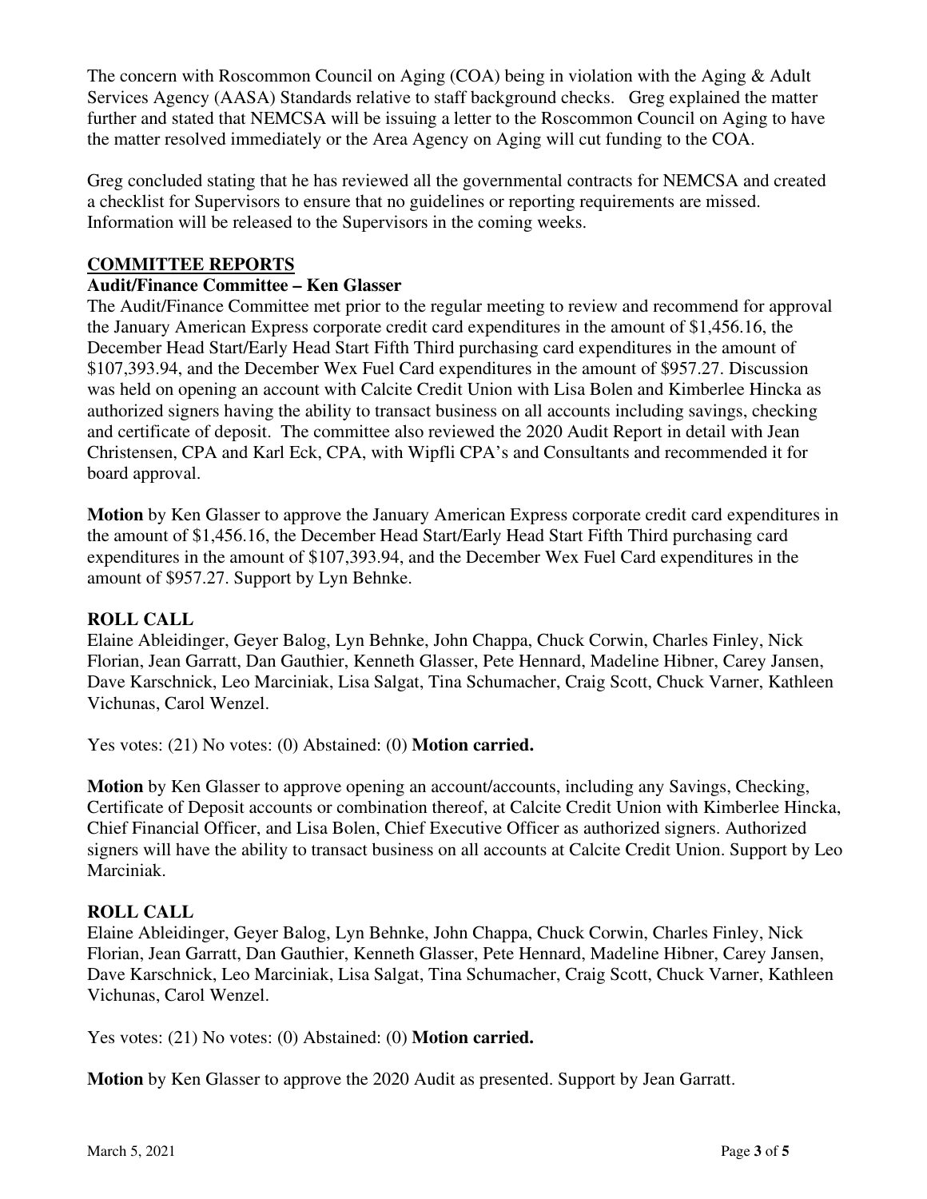The concern with Roscommon Council on Aging (COA) being in violation with the Aging & Adult Services Agency (AASA) Standards relative to staff background checks. Greg explained the matter further and stated that NEMCSA will be issuing a letter to the Roscommon Council on Aging to have the matter resolved immediately or the Area Agency on Aging will cut funding to the COA.

Greg concluded stating that he has reviewed all the governmental contracts for NEMCSA and created a checklist for Supervisors to ensure that no guidelines or reporting requirements are missed. Information will be released to the Supervisors in the coming weeks.

## COMMITTEE REPORTS

### Audit/Finance Committee – Ken Glasser

The Audit/Finance Committee met prior to the regular meeting to review and recommend for approval the January American Express corporate credit card expenditures in the amount of $1,456.16, the December Head Start/Early Head Start Fifth Third purchasing card expenditures in the amount of $107,393.94, and the December Wex Fuel Card expenditures in the amount of $957.27. Discussion was held on opening an account with Calcite Credit Union with Lisa Bolen and Kimberlee Hincka as authorized signers having the ability to transact business on all accounts including savings, checking and certificate of deposit. The committee also reviewed the 2020 Audit Report in detail with Jean Christensen, CPA and Karl Eck, CPA, with Wipfli CPA's and Consultants and recommended it for board approval.

**Motion** by Ken Glasser to approve the January American Express corporate credit card expenditures in the amount of $1,456.16, the December Head Start/Early Head Start Fifth Third purchasing card expenditures in the amount of $107,393.94, and the December Wex Fuel Card expenditures in the amount of $957.27. Support by Lyn Behnke.

**ROLL CALL**

Elaine Ableidinger, Geyer Balog, Lyn Behnke, John Chappa, Chuck Corwin, Charles Finley, Nick Florian, Jean Garratt, Dan Gauthier, Kenneth Glasser, Pete Hennard, Madeline Hibner, Carey Jansen, Dave Karschnick, Leo Marciniak, Lisa Salgat, Tina Schumacher, Craig Scott, Chuck Varner, Kathleen Vichunas, Carol Wenzel.

Yes votes: (21) No votes: (0) Abstained: (0) **Motion carried.**

**Motion** by Ken Glasser to approve opening an account/accounts, including any Savings, Checking, Certificate of Deposit accounts or combination thereof, at Calcite Credit Union with Kimberlee Hincka, Chief Financial Officer, and Lisa Bolen, Chief Executive Officer as authorized signers. Authorized signers will have the ability to transact business on all accounts at Calcite Credit Union. Support by Leo Marciniak.

**ROLL CALL**

Elaine Ableidinger, Geyer Balog, Lyn Behnke, John Chappa, Chuck Corwin, Charles Finley, Nick Florian, Jean Garratt, Dan Gauthier, Kenneth Glasser, Pete Hennard, Madeline Hibner, Carey Jansen, Dave Karschnick, Leo Marciniak, Lisa Salgat, Tina Schumacher, Craig Scott, Chuck Varner, Kathleen Vichunas, Carol Wenzel.

Yes votes: (21) No votes: (0) Abstained: (0) **Motion carried.**

**Motion** by Ken Glasser to approve the 2020 Audit as presented. Support by Jean Garratt.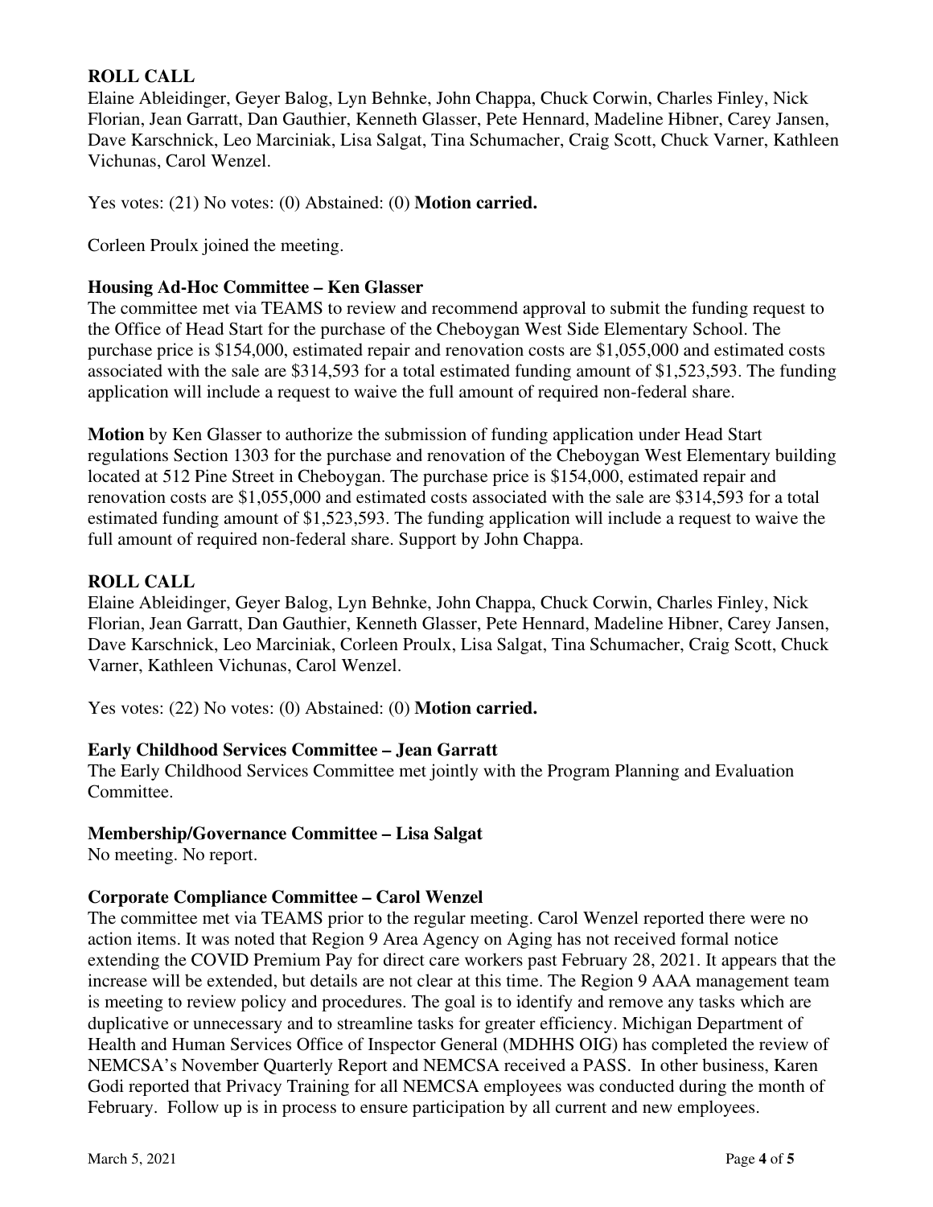**ROLL CALL**
Elaine Ableidinger, Geyer Balog, Lyn Behnke, John Chappa, Chuck Corwin, Charles Finley, Nick Florian, Jean Garratt, Dan Gauthier, Kenneth Glasser, Pete Hennard, Madeline Hibner, Carey Jansen, Dave Karschnick, Leo Marciniak, Lisa Salgat, Tina Schumacher, Craig Scott, Chuck Varner, Kathleen Vichunas, Carol Wenzel.

Yes votes: (21) No votes: (0) Abstained: (0) **Motion carried.**

Corleen Proulx joined the meeting.

**Housing Ad-Hoc Committee – Ken Glasser**
The committee met via TEAMS to review and recommend approval to submit the funding request to the Office of Head Start for the purchase of the Cheboygan West Side Elementary School. The purchase price is $154,000, estimated repair and renovation costs are $1,055,000 and estimated costs associated with the sale are $314,593 for a total estimated funding amount of $1,523,593. The funding application will include a request to waive the full amount of required non-federal share.

**Motion** by Ken Glasser to authorize the submission of funding application under Head Start regulations Section 1303 for the purchase and renovation of the Cheboygan West Elementary building located at 512 Pine Street in Cheboygan. The purchase price is $154,000, estimated repair and renovation costs are $1,055,000 and estimated costs associated with the sale are $314,593 for a total estimated funding amount of $1,523,593. The funding application will include a request to waive the full amount of required non-federal share. Support by John Chappa.

**ROLL CALL**
Elaine Ableidinger, Geyer Balog, Lyn Behnke, John Chappa, Chuck Corwin, Charles Finley, Nick Florian, Jean Garratt, Dan Gauthier, Kenneth Glasser, Pete Hennard, Madeline Hibner, Carey Jansen, Dave Karschnick, Leo Marciniak, Corleen Proulx, Lisa Salgat, Tina Schumacher, Craig Scott, Chuck Varner, Kathleen Vichunas, Carol Wenzel.

Yes votes: (22) No votes: (0) Abstained: (0) **Motion carried.**

**Early Childhood Services Committee – Jean Garratt**
The Early Childhood Services Committee met jointly with the Program Planning and Evaluation Committee.

**Membership/Governance Committee – Lisa Salgat**
No meeting. No report.

**Corporate Compliance Committee – Carol Wenzel**
The committee met via TEAMS prior to the regular meeting. Carol Wenzel reported there were no action items. It was noted that Region 9 Area Agency on Aging has not received formal notice extending the COVID Premium Pay for direct care workers past February 28, 2021. It appears that the increase will be extended, but details are not clear at this time. The Region 9 AAA management team is meeting to review policy and procedures. The goal is to identify and remove any tasks which are duplicative or unnecessary and to streamline tasks for greater efficiency. Michigan Department of Health and Human Services Office of Inspector General (MDHHS OIG) has completed the review of NEMCSA's November Quarterly Report and NEMCSA received a PASS. In other business, Karen Godi reported that Privacy Training for all NEMCSA employees was conducted during the month of February. Follow up is in process to ensure participation by all current and new employees.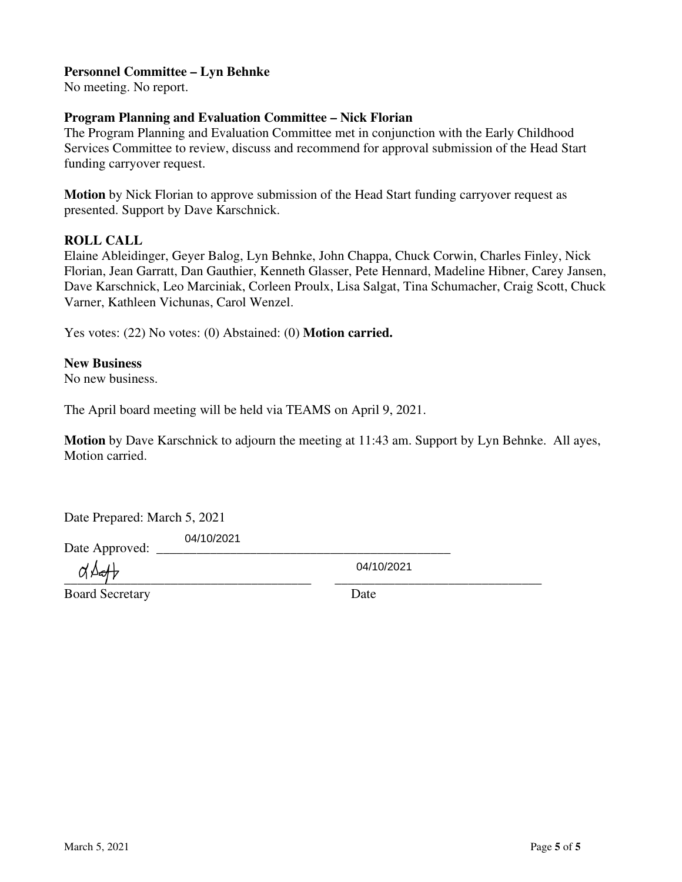**Personnel Committee – Lyn Behnke**
No meeting. No report.

**Program Planning and Evaluation Committee – Nick Florian**
The Program Planning and Evaluation Committee met in conjunction with the Early Childhood Services Committee to review, discuss and recommend for approval submission of the Head Start funding carryover request.

**Motion** by Nick Florian to approve submission of the Head Start funding carryover request as presented. Support by Dave Karschnick.

**ROLL CALL**
Elaine Ableidinger, Geyer Balog, Lyn Behnke, John Chappa, Chuck Corwin, Charles Finley, Nick Florian, Jean Garratt, Dan Gauthier, Kenneth Glasser, Pete Hennard, Madeline Hibner, Carey Jansen, Dave Karschnick, Leo Marciniak, Corleen Proulx, Lisa Salgat, Tina Schumacher, Craig Scott, Chuck Varner, Kathleen Vichunas, Carol Wenzel.

Yes votes: (22) No votes: (0) Abstained: (0) **Motion carried.**

**New Business**
No new business.

The April board meeting will be held via TEAMS on April 9, 2021.

**Motion** by Dave Karschnick to adjourn the meeting at 11:43 am. Support by Lyn Behnke. All ayes, Motion carried.

Date Prepared: March 5, 2021

Date Approved: 04/10/2021

______________________________ 04/10/2021
Board Secretary Date